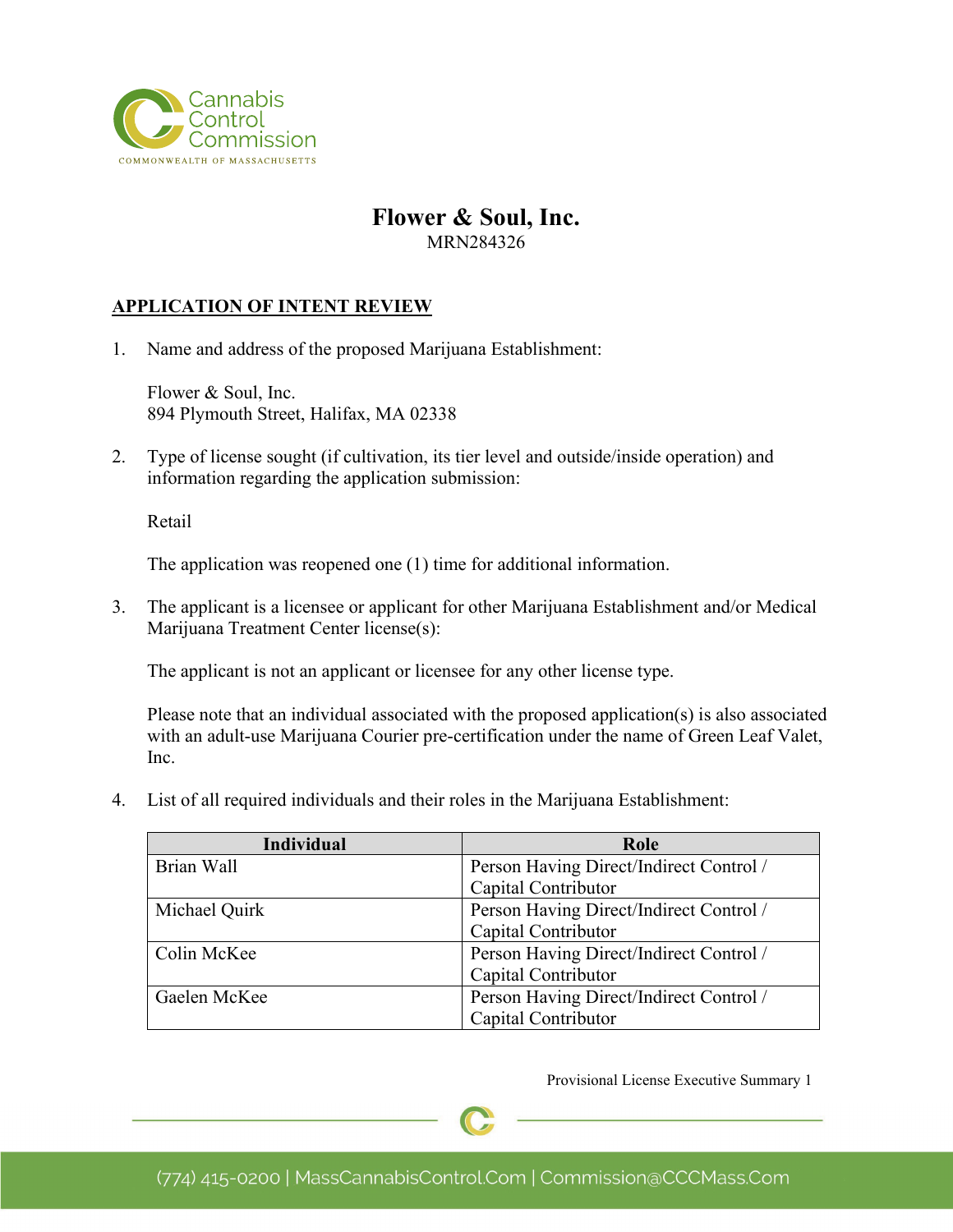# Flower & Soul, Inc.

MRN284326

## APPLICATION OF INTENT REVIEW

1. Name and address of the proposed Marijuana Establishment:

   Flower & Soul, Inc.
   894 Plymouth Street, Halifax, MA 02338

2. Type of license sought (if cultivation, its tier level and outside/inside operation) and information regarding the application submission:

   Retail

   The application was reopened one (1) time for additional information.

3. The applicant is a licensee or applicant for other Marijuana Establishment and/or Medical Marijuana Treatment Center license(s):

   The applicant is not an applicant or licensee for any other license type.

   Please note that an individual associated with the proposed application(s) is also associated with an adult-use Marijuana Courier pre-certification under the name of Green Leaf Valet, Inc.

4. List of all required individuals and their roles in the Marijuana Establishment:

| Individual | Role |
|---|---|
| Brian Wall | Person Having Direct/Indirect Control / Capital Contributor |
| Michael Quirk | Person Having Direct/Indirect Control / Capital Contributor |
| Colin McKee | Person Having Direct/Indirect Control / Capital Contributor |
| Gaelen McKee | Person Having Direct/Indirect Control / Capital Contributor |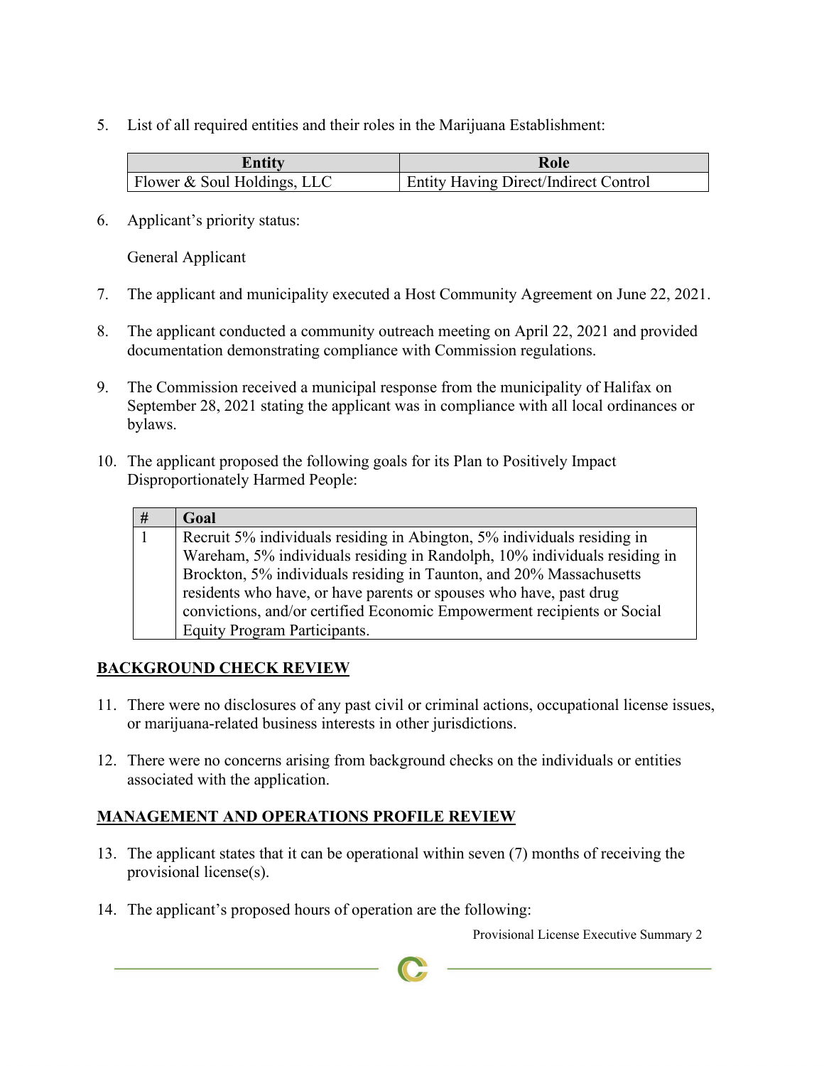5. List of all required entities and their roles in the Marijuana Establishment:

| Entity | Role |
|---|---|
| Flower & Soul Holdings, LLC | Entity Having Direct/Indirect Control |

6. Applicant's priority status:

   General Applicant

7. The applicant and municipality executed a Host Community Agreement on June 22, 2021.

8. The applicant conducted a community outreach meeting on April 22, 2021 and provided documentation demonstrating compliance with Commission regulations.

9. The Commission received a municipal response from the municipality of Halifax on September 28, 2021 stating the applicant was in compliance with all local ordinances or bylaws.

10. The applicant proposed the following goals for its Plan to Positively Impact Disproportionately Harmed People:

| # | Goal |
|---|---|
| 1 | Recruit 5% individuals residing in Abington, 5% individuals residing in Wareham, 5% individuals residing in Randolph, 10% individuals residing in Brockton, 5% individuals residing in Taunton, and 20% Massachusetts residents who have, or have parents or spouses who have, past drug convictions, and/or certified Economic Empowerment recipients or Social Equity Program Participants. |

## BACKGROUND CHECK REVIEW

11. There were no disclosures of any past civil or criminal actions, occupational license issues, or marijuana-related business interests in other jurisdictions.

12. There were no concerns arising from background checks on the individuals or entities associated with the application.

## MANAGEMENT AND OPERATIONS PROFILE REVIEW

13. The applicant states that it can be operational within seven (7) months of receiving the provisional license(s).

14. The applicant's proposed hours of operation are the following: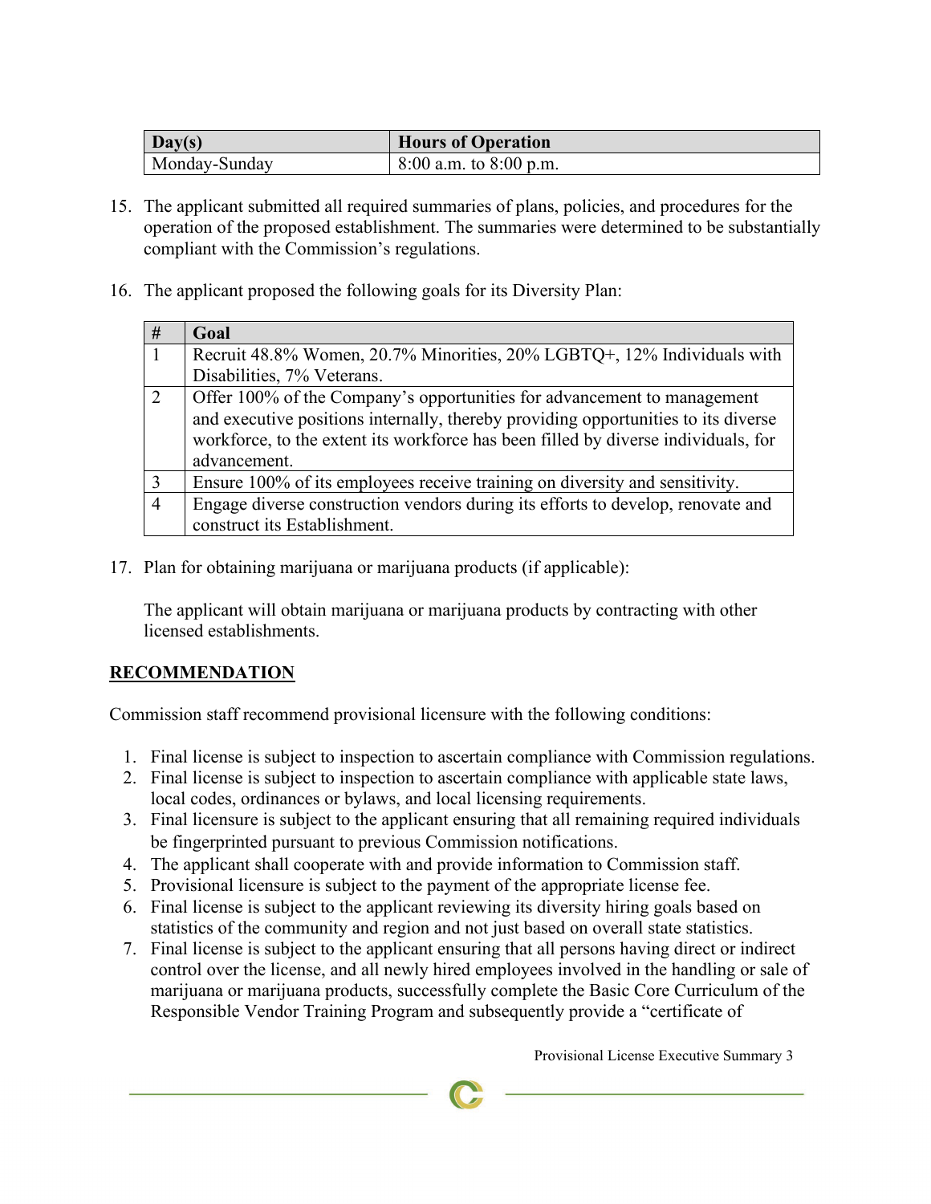| Day(s) | Hours of Operation |
| --- | --- |
| Monday-Sunday | 8:00 a.m. to 8:00 p.m. |

15. The applicant submitted all required summaries of plans, policies, and procedures for the operation of the proposed establishment. The summaries were determined to be substantially compliant with the Commission's regulations.

16. The applicant proposed the following goals for its Diversity Plan:

| # | Goal |
| --- | --- |
| 1 | Recruit 48.8% Women, 20.7% Minorities, 20% LGBTQ+, 12% Individuals with Disabilities, 7% Veterans. |
| 2 | Offer 100% of the Company's opportunities for advancement to management and executive positions internally, thereby providing opportunities to its diverse workforce, to the extent its workforce has been filled by diverse individuals, for advancement. |
| 3 | Ensure 100% of its employees receive training on diversity and sensitivity. |
| 4 | Engage diverse construction vendors during its efforts to develop, renovate and construct its Establishment. |

17. Plan for obtaining marijuana or marijuana products (if applicable):

    The applicant will obtain marijuana or marijuana products by contracting with other licensed establishments.

## RECOMMENDATION

Commission staff recommend provisional licensure with the following conditions:

1. Final license is subject to inspection to ascertain compliance with Commission regulations.
2. Final license is subject to inspection to ascertain compliance with applicable state laws, local codes, ordinances or bylaws, and local licensing requirements.
3. Final licensure is subject to the applicant ensuring that all remaining required individuals be fingerprinted pursuant to previous Commission notifications.
4. The applicant shall cooperate with and provide information to Commission staff.
5. Provisional licensure is subject to the payment of the appropriate license fee.
6. Final license is subject to the applicant reviewing its diversity hiring goals based on statistics of the community and region and not just based on overall state statistics.
7. Final license is subject to the applicant ensuring that all persons having direct or indirect control over the license, and all newly hired employees involved in the handling or sale of marijuana or marijuana products, successfully complete the Basic Core Curriculum of the Responsible Vendor Training Program and subsequently provide a "certificate of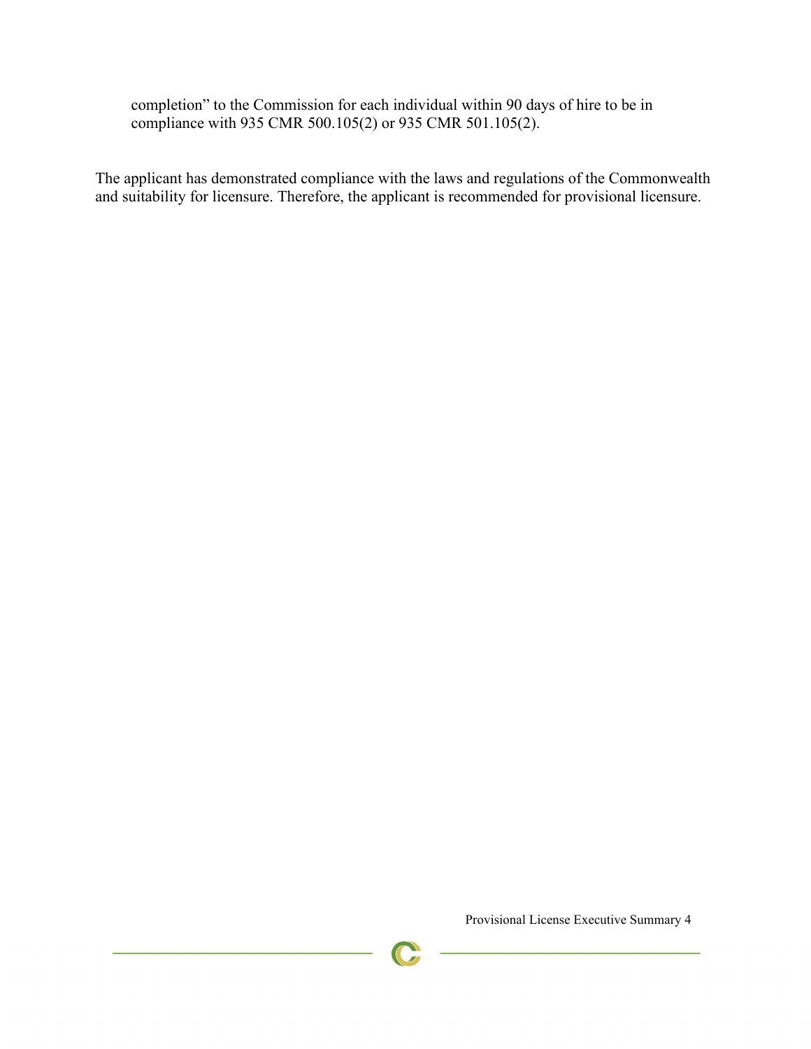completion" to the Commission for each individual within 90 days of hire to be in compliance with 935 CMR 500.105(2) or 935 CMR 501.105(2).

The applicant has demonstrated compliance with the laws and regulations of the Commonwealth and suitability for licensure. Therefore, the applicant is recommended for provisional licensure.